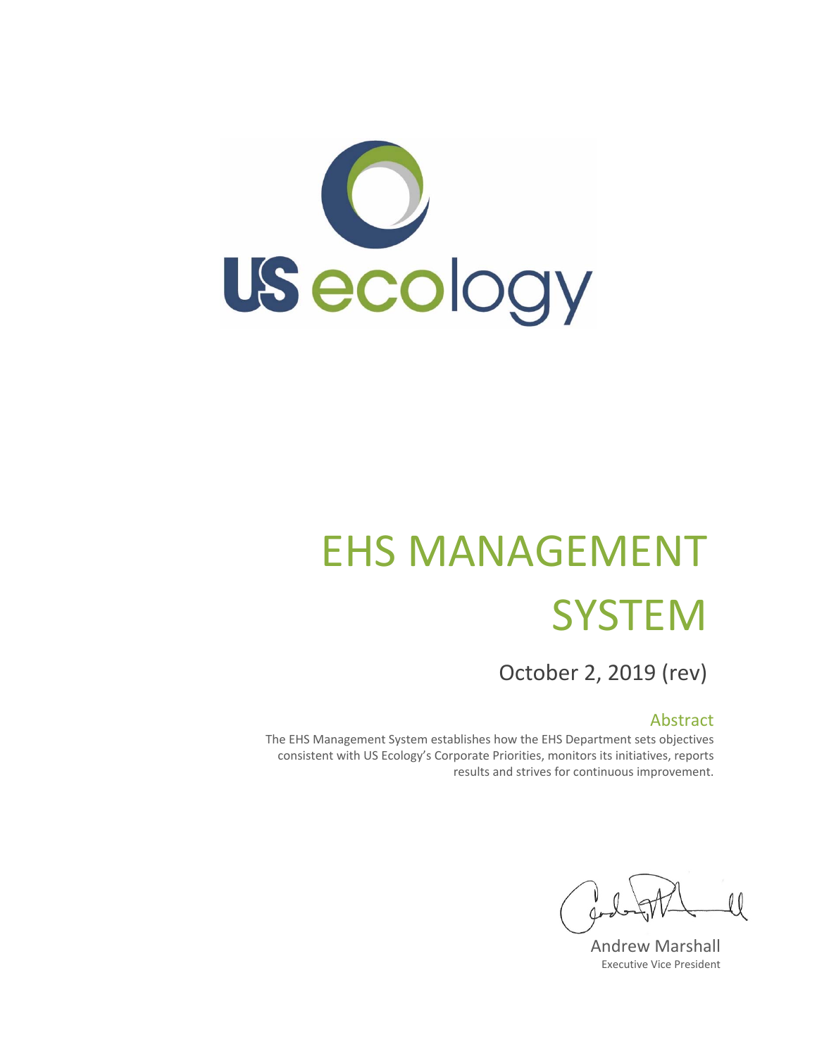US ecology

# EHS MANAGEMENT SYSTEM

October 2, 2019 (rev)

## Abstract

The EHS Management System establishes how the EHS Department sets objectives consistent with US Ecology's Corporate Priorities, monitors its initiatives, reports results and strives for continuous improvement.

Andrew Marshall
Executive Vice President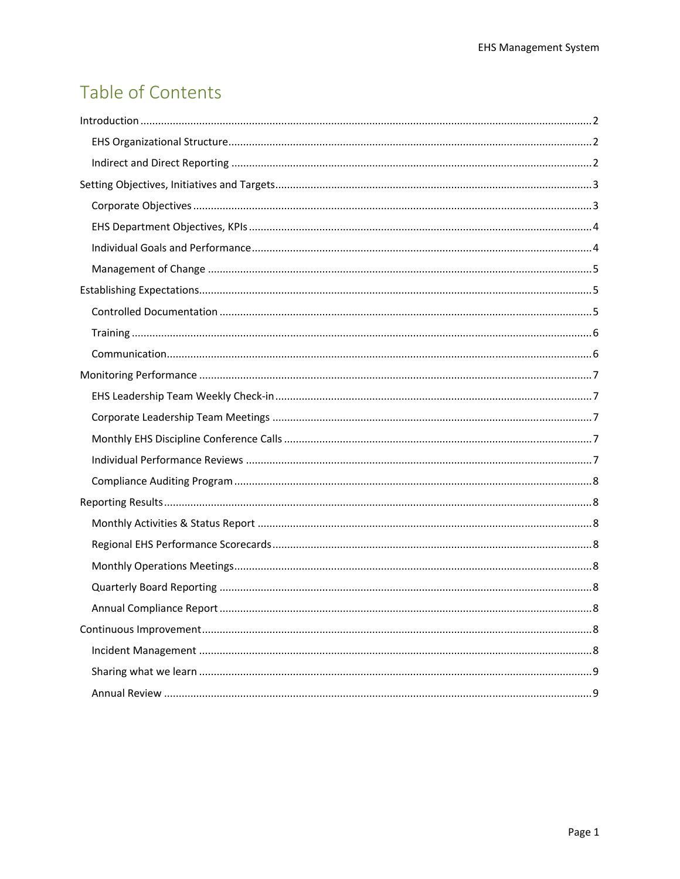# Table of Contents

- Introduction ........ 2
  - EHS Organizational Structure ........ 2
  - Indirect and Direct Reporting ........ 2
- Setting Objectives, Initiatives and Targets ........ 3
  - Corporate Objectives ........ 3
  - EHS Department Objectives, KPIs ........ 4
  - Individual Goals and Performance ........ 4
  - Management of Change ........ 5
- Establishing Expectations ........ 5
  - Controlled Documentation ........ 5
  - Training ........ 6
  - Communication ........ 6
- Monitoring Performance ........ 7
  - EHS Leadership Team Weekly Check-in ........ 7
  - Corporate Leadership Team Meetings ........ 7
  - Monthly EHS Discipline Conference Calls ........ 7
  - Individual Performance Reviews ........ 7
  - Compliance Auditing Program ........ 8
- Reporting Results ........ 8
  - Monthly Activities & Status Report ........ 8
  - Regional EHS Performance Scorecards ........ 8
  - Monthly Operations Meetings ........ 8
  - Quarterly Board Reporting ........ 8
  - Annual Compliance Report ........ 8
- Continuous Improvement ........ 8
  - Incident Management ........ 8
  - Sharing what we learn ........ 9
  - Annual Review ........ 9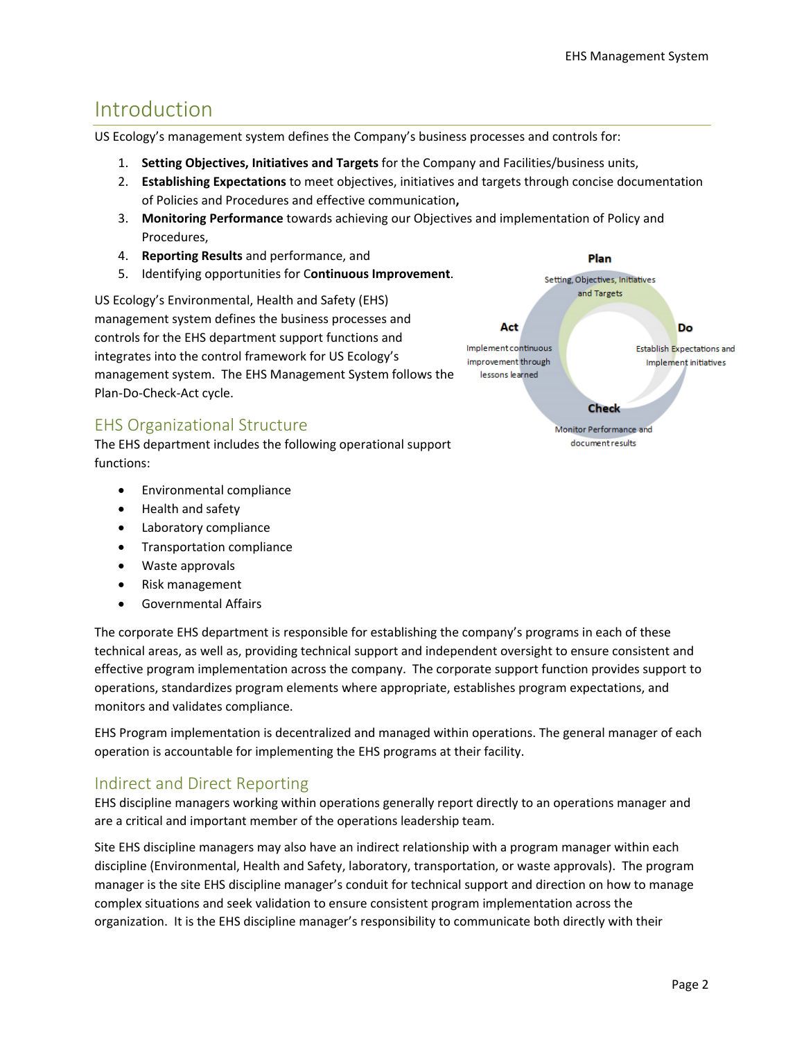# Introduction

US Ecology's management system defines the Company's business processes and controls for:

1. **Setting Objectives, Initiatives and Targets** for the Company and Facilities/business units,
2. **Establishing Expectations** to meet objectives, initiatives and targets through concise documentation of Policies and Procedures and effective communication**,**
3. **Monitoring Performance** towards achieving our Objectives and implementation of Policy and Procedures,
4. **Reporting Results** and performance, and
5. Identifying opportunities for C**ontinuous Improvement**.

US Ecology's Environmental, Health and Safety (EHS) management system defines the business processes and controls for the EHS department support functions and integrates into the control framework for US Ecology's management system. The EHS Management System follows the Plan-Do-Check-Act cycle.

**Plan**
Setting, Objectives, Initiatives and Targets

**Do**
Establish Expectations and Implement initiatives

**Check**
Monitor Performance and document results

**Act**
Implement continuous improvement through lessons learned

## EHS Organizational Structure

The EHS department includes the following operational support functions:

- Environmental compliance
- Health and safety
- Laboratory compliance
- Transportation compliance
- Waste approvals
- Risk management
- Governmental Affairs

The corporate EHS department is responsible for establishing the company's programs in each of these technical areas, as well as, providing technical support and independent oversight to ensure consistent and effective program implementation across the company. The corporate support function provides support to operations, standardizes program elements where appropriate, establishes program expectations, and monitors and validates compliance.

EHS Program implementation is decentralized and managed within operations. The general manager of each operation is accountable for implementing the EHS programs at their facility.

## Indirect and Direct Reporting

EHS discipline managers working within operations generally report directly to an operations manager and are a critical and important member of the operations leadership team.

Site EHS discipline managers may also have an indirect relationship with a program manager within each discipline (Environmental, Health and Safety, laboratory, transportation, or waste approvals). The program manager is the site EHS discipline manager's conduit for technical support and direction on how to manage complex situations and seek validation to ensure consistent program implementation across the organization. It is the EHS discipline manager's responsibility to communicate both directly with their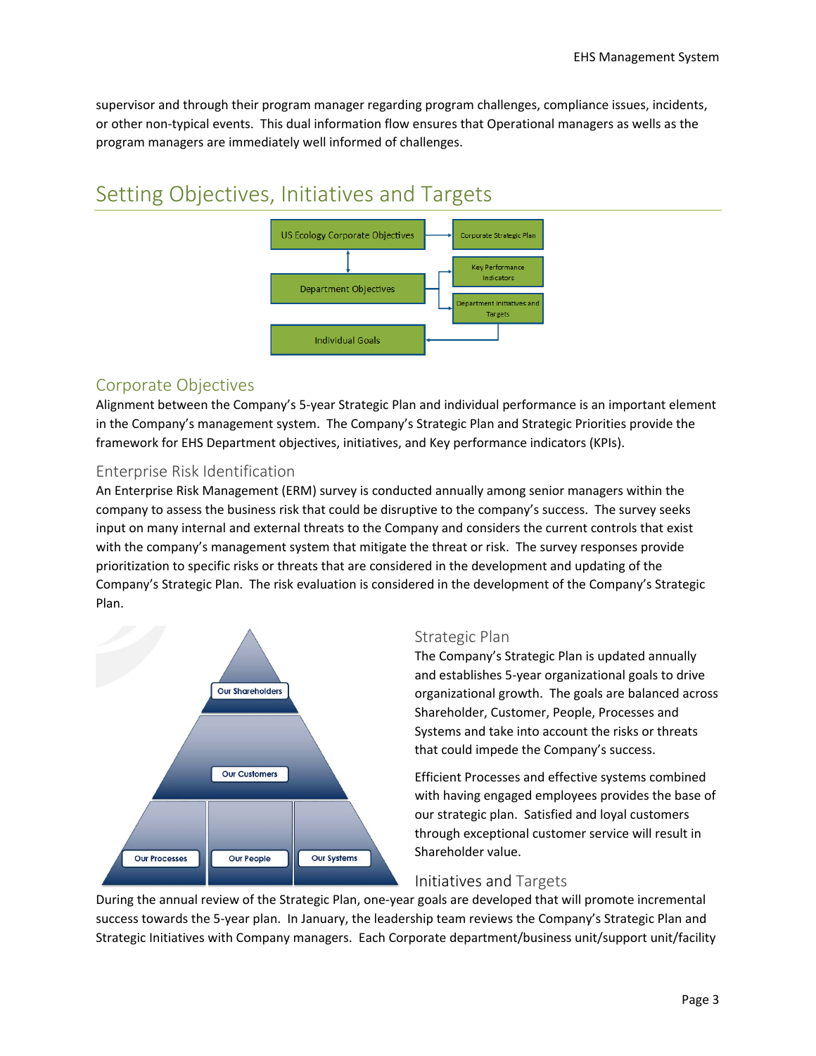supervisor and through their program manager regarding program challenges, compliance issues, incidents, or other non-typical events. This dual information flow ensures that Operational managers as wells as the program managers are immediately well informed of challenges.

# Setting Objectives, Initiatives and Targets

US Ecology Corporate Objectives → Corporate Strategic Plan

Department Objectives → Key Performance Indicators; Department Initiatives and Targets

Individual Goals

## Corporate Objectives

Alignment between the Company's 5-year Strategic Plan and individual performance is an important element in the Company's management system. The Company's Strategic Plan and Strategic Priorities provide the framework for EHS Department objectives, initiatives, and Key performance indicators (KPIs).

### Enterprise Risk Identification

An Enterprise Risk Management (ERM) survey is conducted annually among senior managers within the company to assess the business risk that could be disruptive to the company's success. The survey seeks input on many internal and external threats to the Company and considers the current controls that exist with the company's management system that mitigate the threat or risk. The survey responses provide prioritization to specific risks or threats that are considered in the development and updating of the Company's Strategic Plan. The risk evaluation is considered in the development of the Company's Strategic Plan.

Our Shareholders

Our Customers

Our Processes | Our People | Our Systems

### Strategic Plan

The Company's Strategic Plan is updated annually and establishes 5-year organizational goals to drive organizational growth. The goals are balanced across Shareholder, Customer, People, Processes and Systems and take into account the risks or threats that could impede the Company's success.

Efficient Processes and effective systems combined with having engaged employees provides the base of our strategic plan. Satisfied and loyal customers through exceptional customer service will result in Shareholder value.

### Initiatives and Targets

During the annual review of the Strategic Plan, one-year goals are developed that will promote incremental success towards the 5-year plan. In January, the leadership team reviews the Company's Strategic Plan and Strategic Initiatives with Company managers. Each Corporate department/business unit/support unit/facility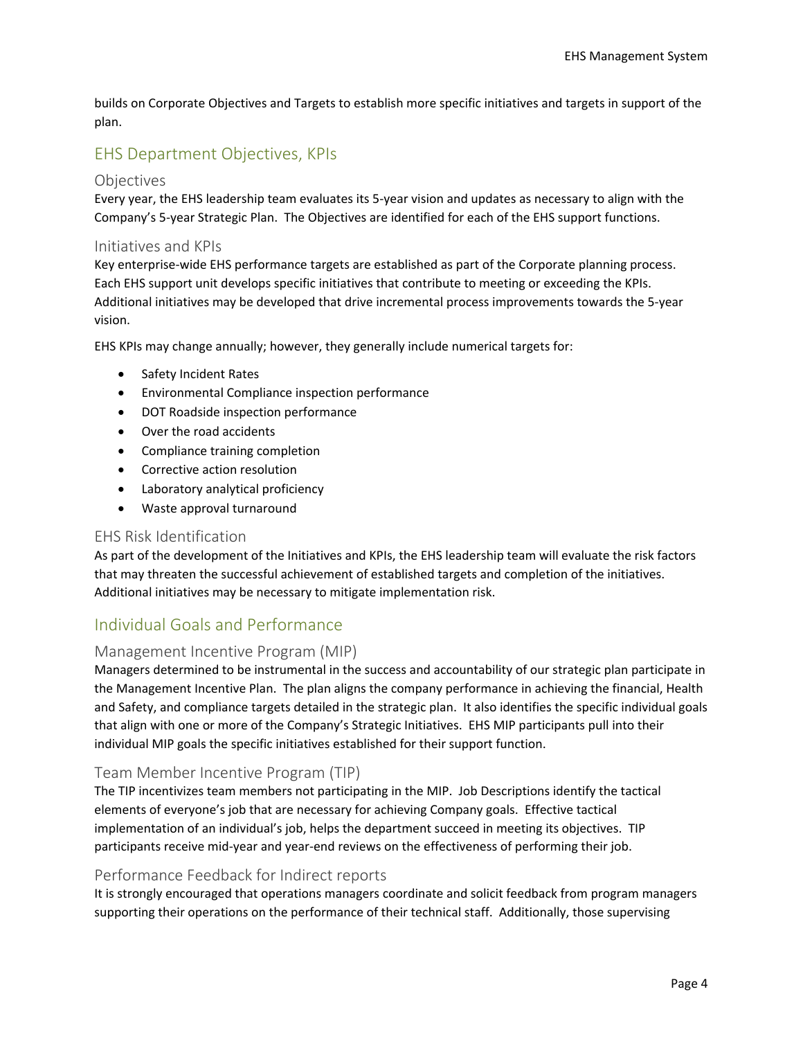builds on Corporate Objectives and Targets to establish more specific initiatives and targets in support of the plan.

## EHS Department Objectives, KPIs

### Objectives

Every year, the EHS leadership team evaluates its 5-year vision and updates as necessary to align with the Company's 5-year Strategic Plan. The Objectives are identified for each of the EHS support functions.

### Initiatives and KPIs

Key enterprise-wide EHS performance targets are established as part of the Corporate planning process. Each EHS support unit develops specific initiatives that contribute to meeting or exceeding the KPIs. Additional initiatives may be developed that drive incremental process improvements towards the 5-year vision.

EHS KPIs may change annually; however, they generally include numerical targets for:

- Safety Incident Rates
- Environmental Compliance inspection performance
- DOT Roadside inspection performance
- Over the road accidents
- Compliance training completion
- Corrective action resolution
- Laboratory analytical proficiency
- Waste approval turnaround

### EHS Risk Identification

As part of the development of the Initiatives and KPIs, the EHS leadership team will evaluate the risk factors that may threaten the successful achievement of established targets and completion of the initiatives. Additional initiatives may be necessary to mitigate implementation risk.

## Individual Goals and Performance

### Management Incentive Program (MIP)

Managers determined to be instrumental in the success and accountability of our strategic plan participate in the Management Incentive Plan. The plan aligns the company performance in achieving the financial, Health and Safety, and compliance targets detailed in the strategic plan. It also identifies the specific individual goals that align with one or more of the Company's Strategic Initiatives. EHS MIP participants pull into their individual MIP goals the specific initiatives established for their support function.

### Team Member Incentive Program (TIP)

The TIP incentivizes team members not participating in the MIP. Job Descriptions identify the tactical elements of everyone's job that are necessary for achieving Company goals. Effective tactical implementation of an individual's job, helps the department succeed in meeting its objectives. TIP participants receive mid-year and year-end reviews on the effectiveness of performing their job.

### Performance Feedback for Indirect reports

It is strongly encouraged that operations managers coordinate and solicit feedback from program managers supporting their operations on the performance of their technical staff. Additionally, those supervising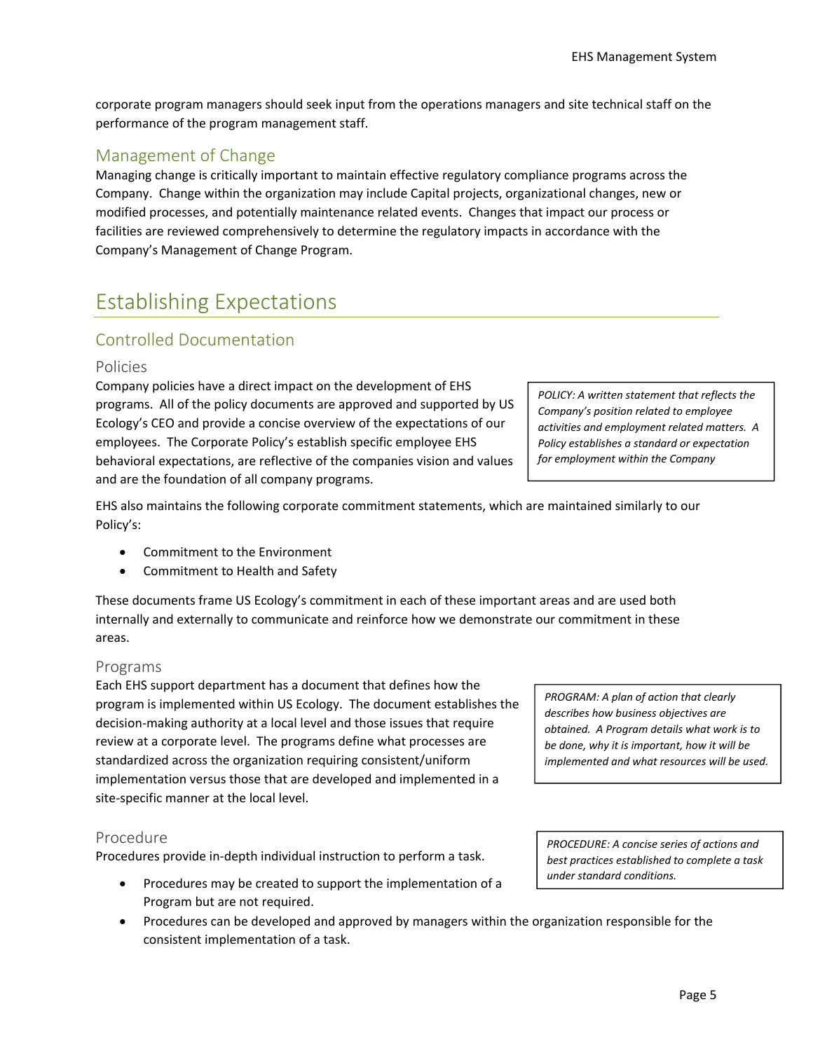corporate program managers should seek input from the operations managers and site technical staff on the performance of the program management staff.

### Management of Change

Managing change is critically important to maintain effective regulatory compliance programs across the Company. Change within the organization may include Capital projects, organizational changes, new or modified processes, and potentially maintenance related events. Changes that impact our process or facilities are reviewed comprehensively to determine the regulatory impacts in accordance with the Company's Management of Change Program.

## Establishing Expectations

### Controlled Documentation

#### Policies

Company policies have a direct impact on the development of EHS programs. All of the policy documents are approved and supported by US Ecology's CEO and provide a concise overview of the expectations of our employees. The Corporate Policy's establish specific employee EHS behavioral expectations, are reflective of the companies vision and values and are the foundation of all company programs.

> *POLICY: A written statement that reflects the Company's position related to employee activities and employment related matters. A Policy establishes a standard or expectation for employment within the Company*

EHS also maintains the following corporate commitment statements, which are maintained similarly to our Policy's:

- Commitment to the Environment
- Commitment to Health and Safety

These documents frame US Ecology's commitment in each of these important areas and are used both internally and externally to communicate and reinforce how we demonstrate our commitment in these areas.

#### Programs

Each EHS support department has a document that defines how the program is implemented within US Ecology. The document establishes the decision-making authority at a local level and those issues that require review at a corporate level. The programs define what processes are standardized across the organization requiring consistent/uniform implementation versus those that are developed and implemented in a site-specific manner at the local level.

> *PROGRAM: A plan of action that clearly describes how business objectives are obtained. A Program details what work is to be done, why it is important, how it will be implemented and what resources will be used.*

#### Procedure

Procedures provide in-depth individual instruction to perform a task.

> *PROCEDURE: A concise series of actions and best practices established to complete a task under standard conditions.*

- Procedures may be created to support the implementation of a Program but are not required.
- Procedures can be developed and approved by managers within the organization responsible for the consistent implementation of a task.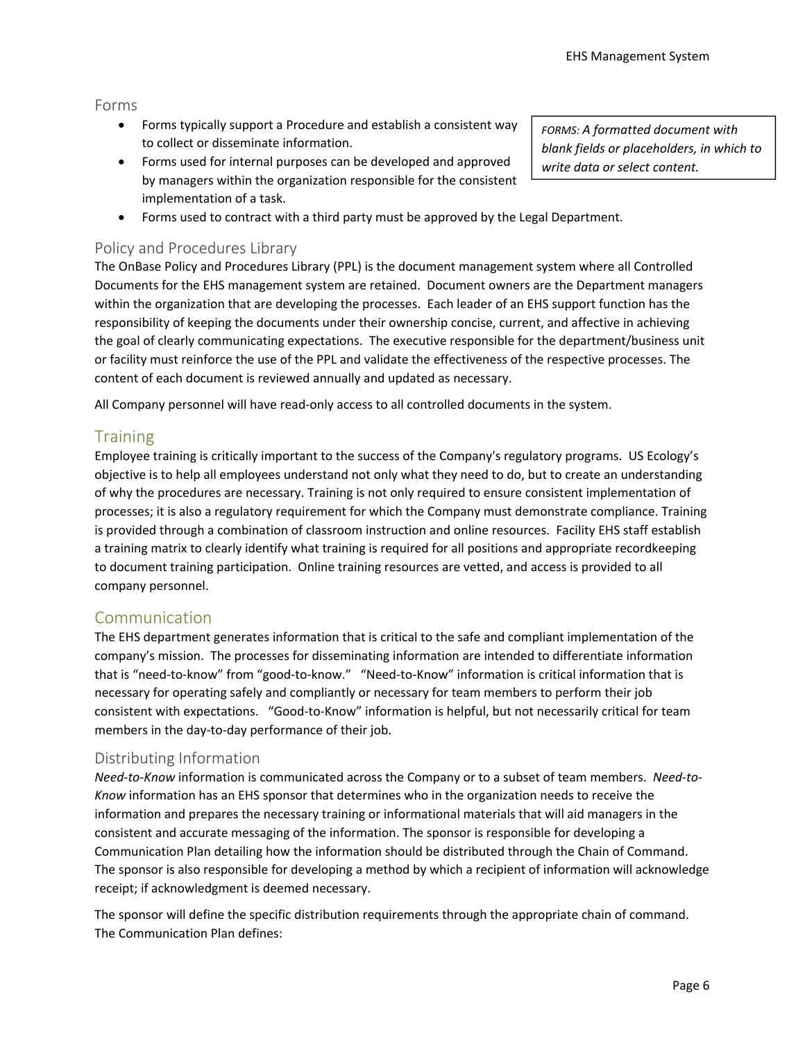### Forms

- Forms typically support a Procedure and establish a consistent way to collect or disseminate information.
- Forms used for internal purposes can be developed and approved by managers within the organization responsible for the consistent implementation of a task.
- Forms used to contract with a third party must be approved by the Legal Department.

*FORMS: A formatted document with blank fields or placeholders, in which to write data or select content.*

### Policy and Procedures Library

The OnBase Policy and Procedures Library (PPL) is the document management system where all Controlled Documents for the EHS management system are retained. Document owners are the Department managers within the organization that are developing the processes. Each leader of an EHS support function has the responsibility of keeping the documents under their ownership concise, current, and affective in achieving the goal of clearly communicating expectations. The executive responsible for the department/business unit or facility must reinforce the use of the PPL and validate the effectiveness of the respective processes. The content of each document is reviewed annually and updated as necessary.

All Company personnel will have read-only access to all controlled documents in the system.

## Training

Employee training is critically important to the success of the Company's regulatory programs. US Ecology's objective is to help all employees understand not only what they need to do, but to create an understanding of why the procedures are necessary. Training is not only required to ensure consistent implementation of processes; it is also a regulatory requirement for which the Company must demonstrate compliance. Training is provided through a combination of classroom instruction and online resources. Facility EHS staff establish a training matrix to clearly identify what training is required for all positions and appropriate recordkeeping to document training participation. Online training resources are vetted, and access is provided to all company personnel.

## Communication

The EHS department generates information that is critical to the safe and compliant implementation of the company's mission. The processes for disseminating information are intended to differentiate information that is "need-to-know" from "good-to-know." "Need-to-Know" information is critical information that is necessary for operating safely and compliantly or necessary for team members to perform their job consistent with expectations. "Good-to-Know" information is helpful, but not necessarily critical for team members in the day-to-day performance of their job.

### Distributing Information

*Need-to-Know* information is communicated across the Company or to a subset of team members. *Need-to-Know* information has an EHS sponsor that determines who in the organization needs to receive the information and prepares the necessary training or informational materials that will aid managers in the consistent and accurate messaging of the information. The sponsor is responsible for developing a Communication Plan detailing how the information should be distributed through the Chain of Command. The sponsor is also responsible for developing a method by which a recipient of information will acknowledge receipt; if acknowledgment is deemed necessary.

The sponsor will define the specific distribution requirements through the appropriate chain of command. The Communication Plan defines: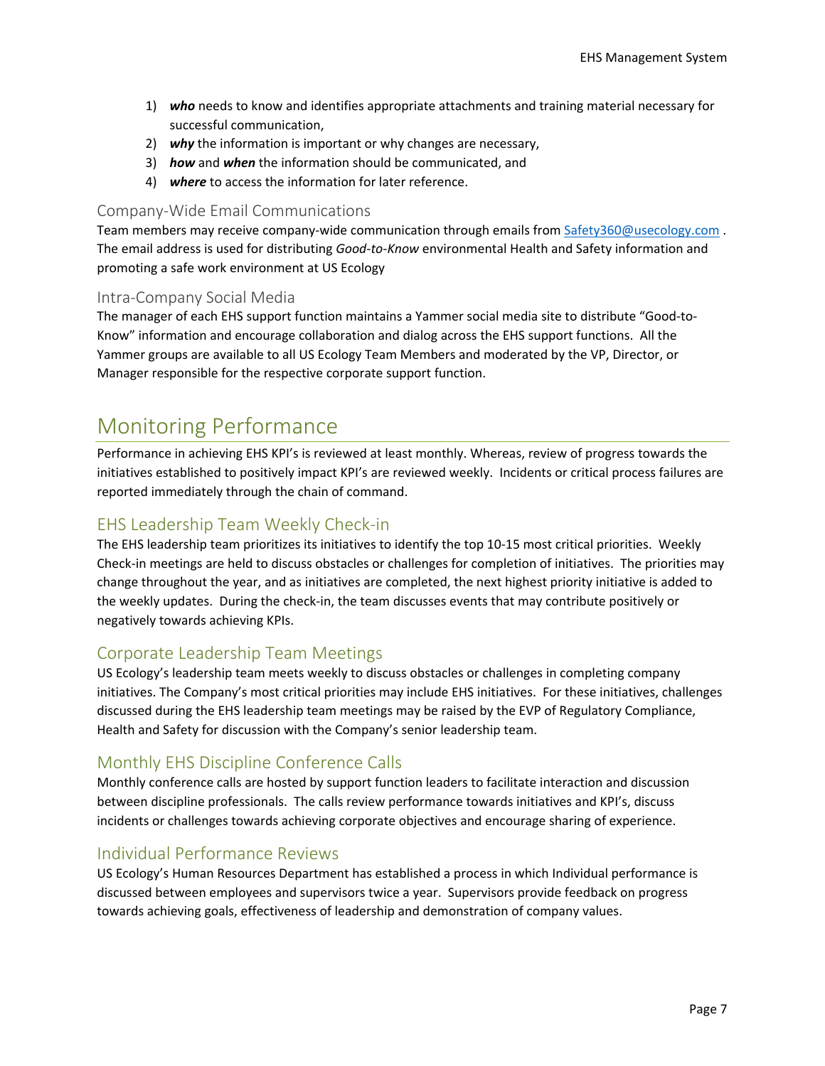1) ***who*** needs to know and identifies appropriate attachments and training material necessary for successful communication,
2) ***why*** the information is important or why changes are necessary,
3) ***how*** and ***when*** the information should be communicated, and
4) ***where*** to access the information for later reference.

### Company-Wide Email Communications

Team members may receive company-wide communication through emails from Safety360@usecology.com . The email address is used for distributing *Good-to-Know* environmental Health and Safety information and promoting a safe work environment at US Ecology

### Intra-Company Social Media

The manager of each EHS support function maintains a Yammer social media site to distribute "Good-to-Know" information and encourage collaboration and dialog across the EHS support functions. All the Yammer groups are available to all US Ecology Team Members and moderated by the VP, Director, or Manager responsible for the respective corporate support function.

# Monitoring Performance

Performance in achieving EHS KPI's is reviewed at least monthly. Whereas, review of progress towards the initiatives established to positively impact KPI's are reviewed weekly. Incidents or critical process failures are reported immediately through the chain of command.

## EHS Leadership Team Weekly Check-in

The EHS leadership team prioritizes its initiatives to identify the top 10-15 most critical priorities. Weekly Check-in meetings are held to discuss obstacles or challenges for completion of initiatives. The priorities may change throughout the year, and as initiatives are completed, the next highest priority initiative is added to the weekly updates. During the check-in, the team discusses events that may contribute positively or negatively towards achieving KPIs.

## Corporate Leadership Team Meetings

US Ecology's leadership team meets weekly to discuss obstacles or challenges in completing company initiatives. The Company's most critical priorities may include EHS initiatives. For these initiatives, challenges discussed during the EHS leadership team meetings may be raised by the EVP of Regulatory Compliance, Health and Safety for discussion with the Company's senior leadership team.

## Monthly EHS Discipline Conference Calls

Monthly conference calls are hosted by support function leaders to facilitate interaction and discussion between discipline professionals. The calls review performance towards initiatives and KPI's, discuss incidents or challenges towards achieving corporate objectives and encourage sharing of experience.

## Individual Performance Reviews

US Ecology's Human Resources Department has established a process in which Individual performance is discussed between employees and supervisors twice a year. Supervisors provide feedback on progress towards achieving goals, effectiveness of leadership and demonstration of company values.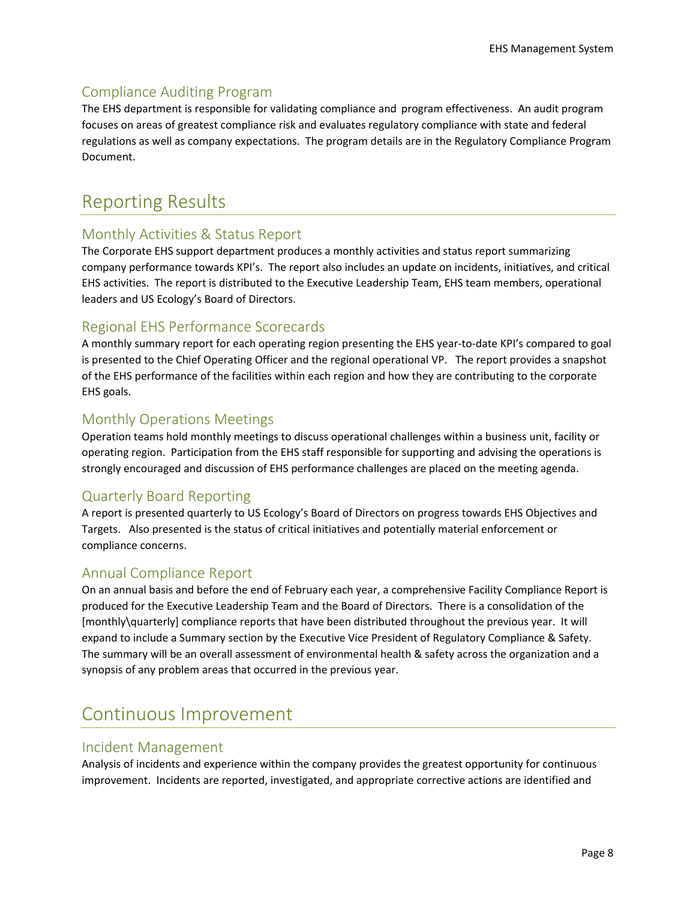## Compliance Auditing Program

The EHS department is responsible for validating compliance and program effectiveness. An audit program focuses on areas of greatest compliance risk and evaluates regulatory compliance with state and federal regulations as well as company expectations. The program details are in the Regulatory Compliance Program Document.

# Reporting Results

## Monthly Activities & Status Report

The Corporate EHS support department produces a monthly activities and status report summarizing company performance towards KPI's. The report also includes an update on incidents, initiatives, and critical EHS activities. The report is distributed to the Executive Leadership Team, EHS team members, operational leaders and US Ecology's Board of Directors.

## Regional EHS Performance Scorecards

A monthly summary report for each operating region presenting the EHS year-to-date KPI's compared to goal is presented to the Chief Operating Officer and the regional operational VP. The report provides a snapshot of the EHS performance of the facilities within each region and how they are contributing to the corporate EHS goals.

## Monthly Operations Meetings

Operation teams hold monthly meetings to discuss operational challenges within a business unit, facility or operating region. Participation from the EHS staff responsible for supporting and advising the operations is strongly encouraged and discussion of EHS performance challenges are placed on the meeting agenda.

## Quarterly Board Reporting

A report is presented quarterly to US Ecology's Board of Directors on progress towards EHS Objectives and Targets. Also presented is the status of critical initiatives and potentially material enforcement or compliance concerns.

## Annual Compliance Report

On an annual basis and before the end of February each year, a comprehensive Facility Compliance Report is produced for the Executive Leadership Team and the Board of Directors. There is a consolidation of the [monthly\quarterly] compliance reports that have been distributed throughout the previous year. It will expand to include a Summary section by the Executive Vice President of Regulatory Compliance & Safety. The summary will be an overall assessment of environmental health & safety across the organization and a synopsis of any problem areas that occurred in the previous year.

# Continuous Improvement

## Incident Management

Analysis of incidents and experience within the company provides the greatest opportunity for continuous improvement. Incidents are reported, investigated, and appropriate corrective actions are identified and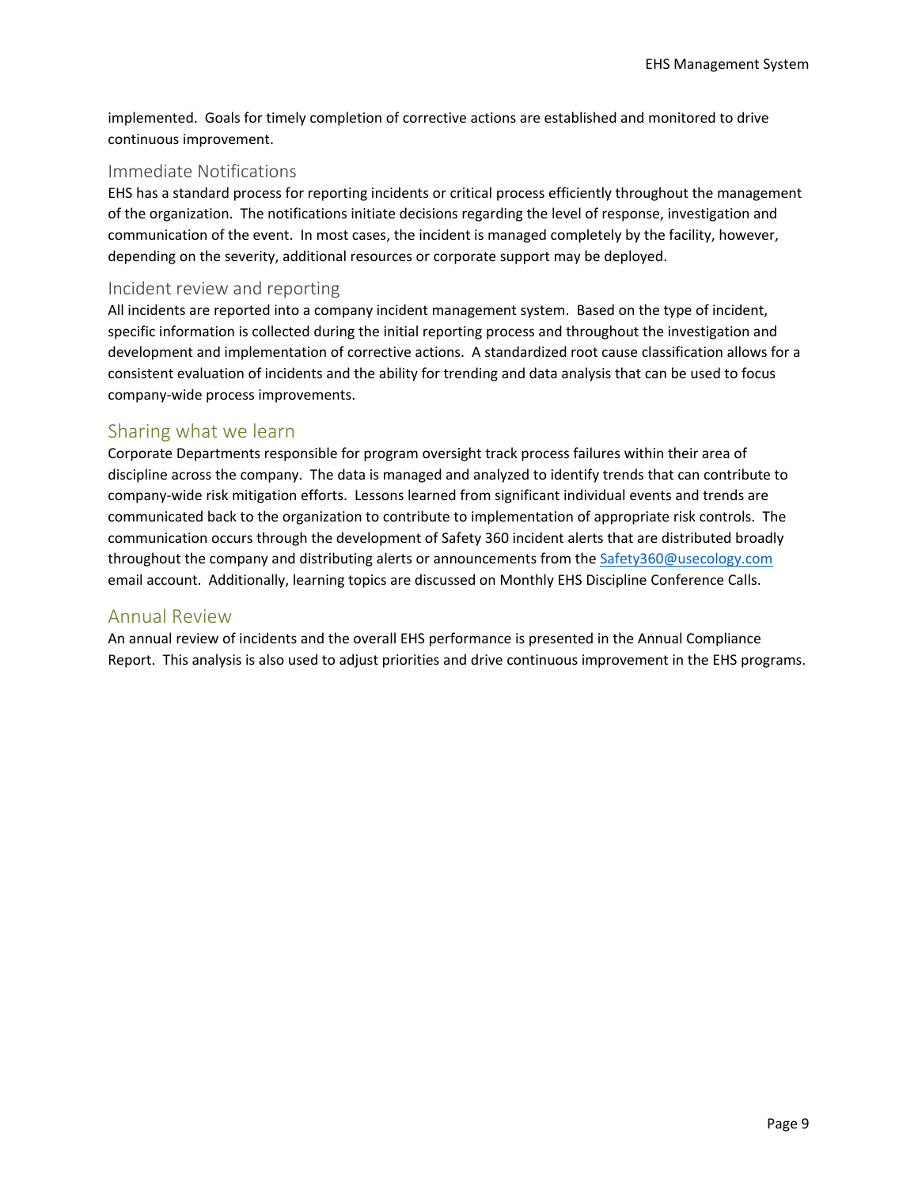implemented. Goals for timely completion of corrective actions are established and monitored to drive continuous improvement.

### Immediate Notifications

EHS has a standard process for reporting incidents or critical process efficiently throughout the management of the organization. The notifications initiate decisions regarding the level of response, investigation and communication of the event. In most cases, the incident is managed completely by the facility, however, depending on the severity, additional resources or corporate support may be deployed.

### Incident review and reporting

All incidents are reported into a company incident management system. Based on the type of incident, specific information is collected during the initial reporting process and throughout the investigation and development and implementation of corrective actions. A standardized root cause classification allows for a consistent evaluation of incidents and the ability for trending and data analysis that can be used to focus company-wide process improvements.

## Sharing what we learn

Corporate Departments responsible for program oversight track process failures within their area of discipline across the company. The data is managed and analyzed to identify trends that can contribute to company-wide risk mitigation efforts. Lessons learned from significant individual events and trends are communicated back to the organization to contribute to implementation of appropriate risk controls. The communication occurs through the development of Safety 360 incident alerts that are distributed broadly throughout the company and distributing alerts or announcements from the Safety360@usecology.com email account. Additionally, learning topics are discussed on Monthly EHS Discipline Conference Calls.

## Annual Review

An annual review of incidents and the overall EHS performance is presented in the Annual Compliance Report. This analysis is also used to adjust priorities and drive continuous improvement in the EHS programs.